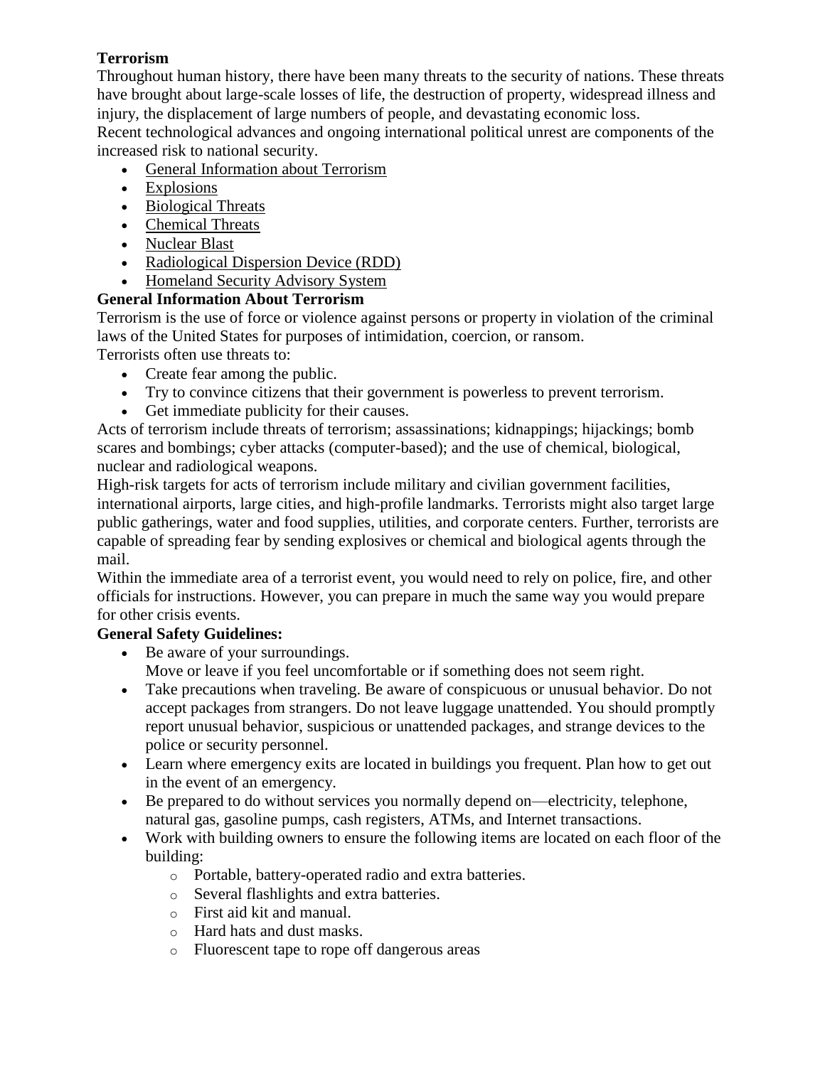# Terrorism

Throughout human history, there have been many threats to the security of nations. These threats have brought about large-scale losses of life, the destruction of property, widespread illness and injury, the displacement of large numbers of people, and devastating economic loss.

Recent technological advances and ongoing international political unrest are components of the increased risk to national security.

- General Information about Terrorism
- Explosions
- Biological Threats
- Chemical Threats
- Nuclear Blast
- Radiological Dispersion Device (RDD)
- Homeland Security Advisory System

## General Information About Terrorism

Terrorism is the use of force or violence against persons or property in violation of the criminal laws of the United States for purposes of intimidation, coercion, or ransom.

Terrorists often use threats to:

- Create fear among the public.
- Try to convince citizens that their government is powerless to prevent terrorism.
- Get immediate publicity for their causes.

Acts of terrorism include threats of terrorism; assassinations; kidnappings; hijackings; bomb scares and bombings; cyber attacks (computer-based); and the use of chemical, biological, nuclear and radiological weapons.

High-risk targets for acts of terrorism include military and civilian government facilities, international airports, large cities, and high-profile landmarks. Terrorists might also target large public gatherings, water and food supplies, utilities, and corporate centers. Further, terrorists are capable of spreading fear by sending explosives or chemical and biological agents through the mail.

Within the immediate area of a terrorist event, you would need to rely on police, fire, and other officials for instructions. However, you can prepare in much the same way you would prepare for other crisis events.

### General Safety Guidelines:

- Be aware of your surroundings.
  Move or leave if you feel uncomfortable or if something does not seem right.
- Take precautions when traveling. Be aware of conspicuous or unusual behavior. Do not accept packages from strangers. Do not leave luggage unattended. You should promptly report unusual behavior, suspicious or unattended packages, and strange devices to the police or security personnel.
- Learn where emergency exits are located in buildings you frequent. Plan how to get out in the event of an emergency.
- Be prepared to do without services you normally depend on—electricity, telephone, natural gas, gasoline pumps, cash registers, ATMs, and Internet transactions.
- Work with building owners to ensure the following items are located on each floor of the building:
  - Portable, battery-operated radio and extra batteries.
  - Several flashlights and extra batteries.
  - First aid kit and manual.
  - Hard hats and dust masks.
  - Fluorescent tape to rope off dangerous areas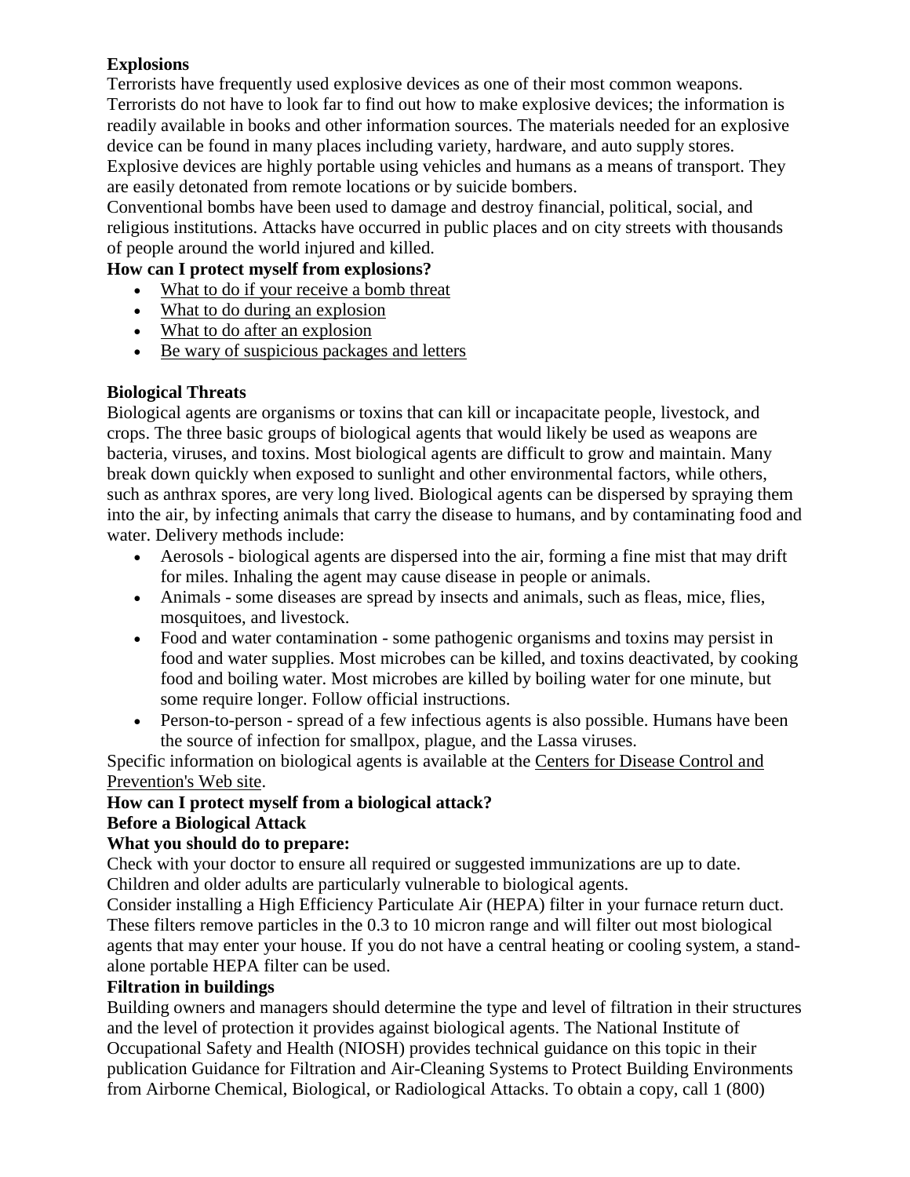**Explosions**

Terrorists have frequently used explosive devices as one of their most common weapons. Terrorists do not have to look far to find out how to make explosive devices; the information is readily available in books and other information sources. The materials needed for an explosive device can be found in many places including variety, hardware, and auto supply stores. Explosive devices are highly portable using vehicles and humans as a means of transport. They are easily detonated from remote locations or by suicide bombers.

Conventional bombs have been used to damage and destroy financial, political, social, and religious institutions. Attacks have occurred in public places and on city streets with thousands of people around the world injured and killed.

**How can I protect myself from explosions?**

- What to do if your receive a bomb threat
- What to do during an explosion
- What to do after an explosion
- Be wary of suspicious packages and letters

**Biological Threats**

Biological agents are organisms or toxins that can kill or incapacitate people, livestock, and crops. The three basic groups of biological agents that would likely be used as weapons are bacteria, viruses, and toxins. Most biological agents are difficult to grow and maintain. Many break down quickly when exposed to sunlight and other environmental factors, while others, such as anthrax spores, are very long lived. Biological agents can be dispersed by spraying them into the air, by infecting animals that carry the disease to humans, and by contaminating food and water. Delivery methods include:

- Aerosols - biological agents are dispersed into the air, forming a fine mist that may drift for miles. Inhaling the agent may cause disease in people or animals.
- Animals - some diseases are spread by insects and animals, such as fleas, mice, flies, mosquitoes, and livestock.
- Food and water contamination - some pathogenic organisms and toxins may persist in food and water supplies. Most microbes can be killed, and toxins deactivated, by cooking food and boiling water. Most microbes are killed by boiling water for one minute, but some require longer. Follow official instructions.
- Person-to-person - spread of a few infectious agents is also possible. Humans have been the source of infection for smallpox, plague, and the Lassa viruses.

Specific information on biological agents is available at the Centers for Disease Control and Prevention's Web site.

**How can I protect myself from a biological attack?**

**Before a Biological Attack**

**What you should do to prepare:**

Check with your doctor to ensure all required or suggested immunizations are up to date. Children and older adults are particularly vulnerable to biological agents.

Consider installing a High Efficiency Particulate Air (HEPA) filter in your furnace return duct. These filters remove particles in the 0.3 to 10 micron range and will filter out most biological agents that may enter your house. If you do not have a central heating or cooling system, a stand-alone portable HEPA filter can be used.

**Filtration in buildings**

Building owners and managers should determine the type and level of filtration in their structures and the level of protection it provides against biological agents. The National Institute of Occupational Safety and Health (NIOSH) provides technical guidance on this topic in their publication Guidance for Filtration and Air-Cleaning Systems to Protect Building Environments from Airborne Chemical, Biological, or Radiological Attacks. To obtain a copy, call 1 (800)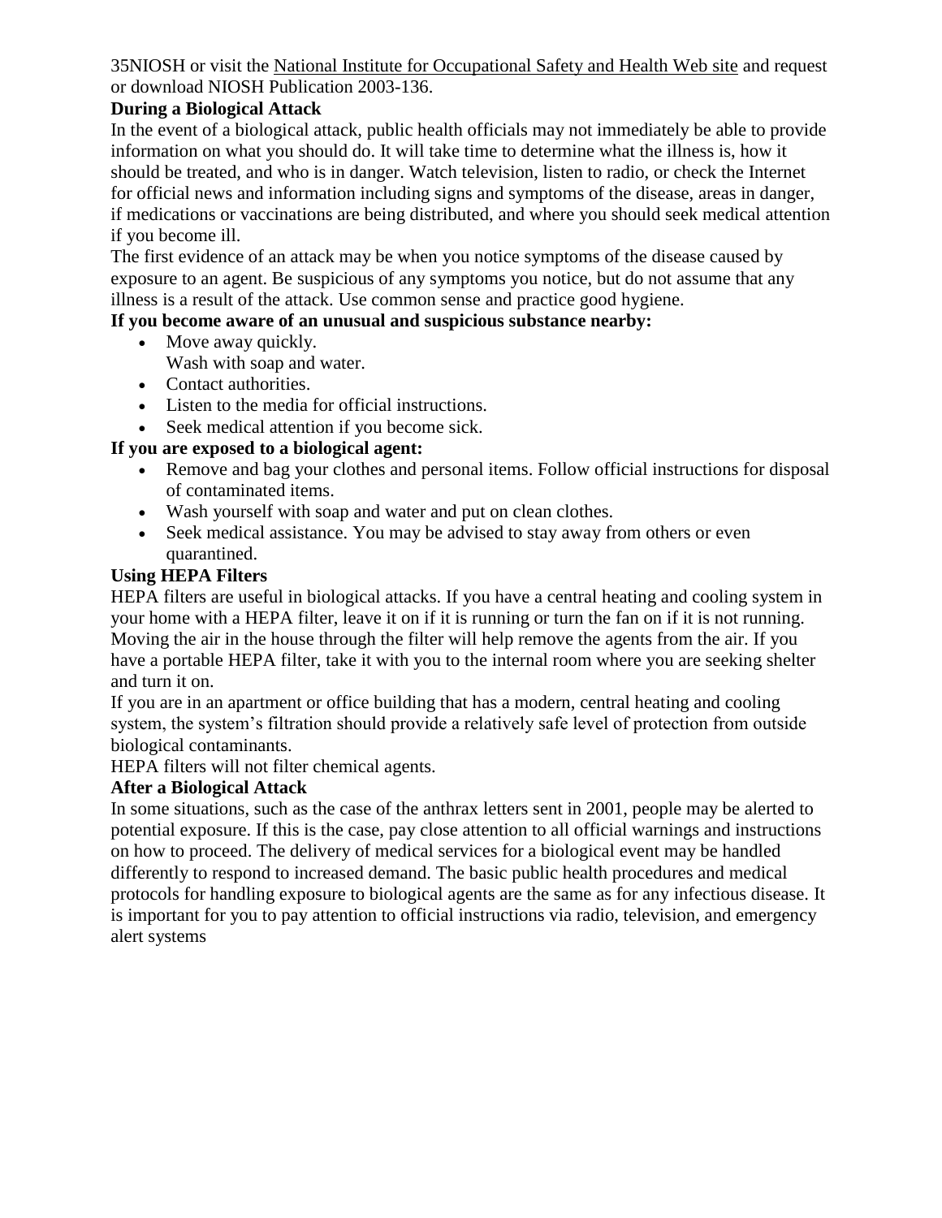35NIOSH or visit the National Institute for Occupational Safety and Health Web site and request or download NIOSH Publication 2003-136.

**During a Biological Attack**

In the event of a biological attack, public health officials may not immediately be able to provide information on what you should do. It will take time to determine what the illness is, how it should be treated, and who is in danger. Watch television, listen to radio, or check the Internet for official news and information including signs and symptoms of the disease, areas in danger, if medications or vaccinations are being distributed, and where you should seek medical attention if you become ill.

The first evidence of an attack may be when you notice symptoms of the disease caused by exposure to an agent. Be suspicious of any symptoms you notice, but do not assume that any illness is a result of the attack. Use common sense and practice good hygiene.

**If you become aware of an unusual and suspicious substance nearby:**

- Move away quickly.
  Wash with soap and water.
- Contact authorities.
- Listen to the media for official instructions.
- Seek medical attention if you become sick.

**If you are exposed to a biological agent:**

- Remove and bag your clothes and personal items. Follow official instructions for disposal of contaminated items.
- Wash yourself with soap and water and put on clean clothes.
- Seek medical assistance. You may be advised to stay away from others or even quarantined.

**Using HEPA Filters**

HEPA filters are useful in biological attacks. If you have a central heating and cooling system in your home with a HEPA filter, leave it on if it is running or turn the fan on if it is not running. Moving the air in the house through the filter will help remove the agents from the air. If you have a portable HEPA filter, take it with you to the internal room where you are seeking shelter and turn it on.

If you are in an apartment or office building that has a modern, central heating and cooling system, the system's filtration should provide a relatively safe level of protection from outside biological contaminants.

HEPA filters will not filter chemical agents.

**After a Biological Attack**

In some situations, such as the case of the anthrax letters sent in 2001, people may be alerted to potential exposure. If this is the case, pay close attention to all official warnings and instructions on how to proceed. The delivery of medical services for a biological event may be handled differently to respond to increased demand. The basic public health procedures and medical protocols for handling exposure to biological agents are the same as for any infectious disease. It is important for you to pay attention to official instructions via radio, television, and emergency alert systems